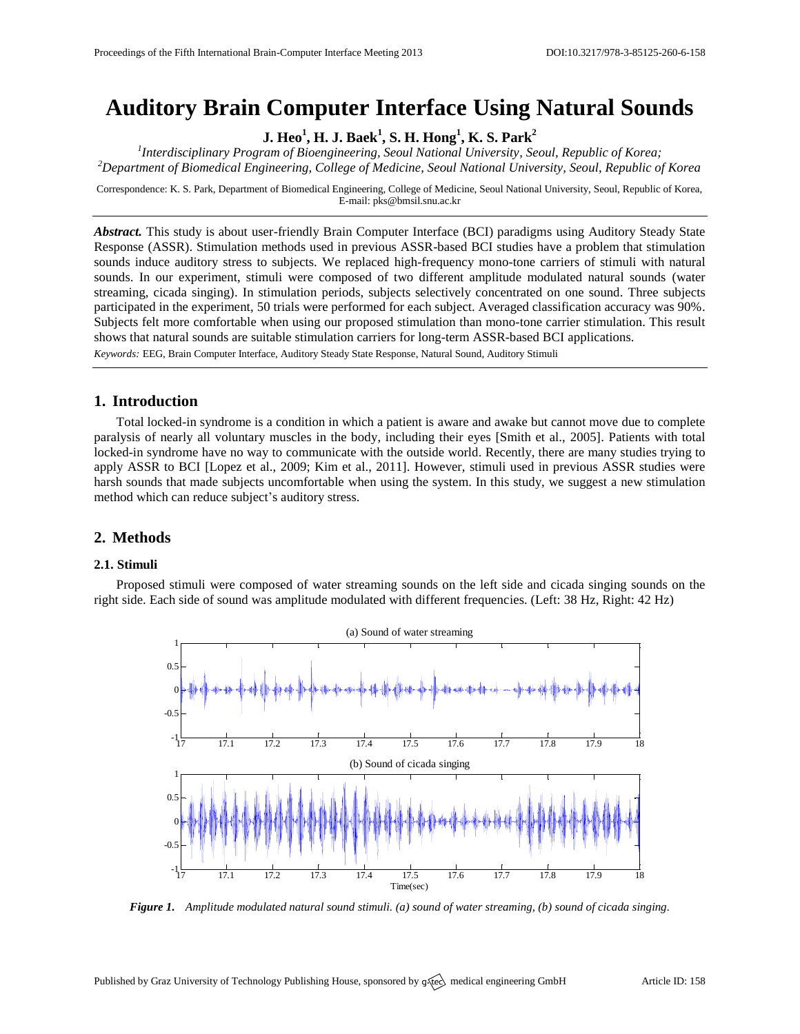# Auditory Brain Computer Interface Using Natural Sounds

**J. Heo[1], H. J. Baek[1], S. H. Hong[1], K. S. Park[2]**

[1]*Interdisciplinary Program of Bioengineering, Seoul National University, Seoul, Republic of Korea;*
[2]*Department of Biomedical Engineering, College of Medicine, Seoul National University, Seoul, Republic of Korea*

Correspondence: K. S. Park, Department of Biomedical Engineering, College of Medicine, Seoul National University, Seoul, Republic of Korea, E-mail: pks@bmsil.snu.ac.kr

***Abstract.*** This study is about user-friendly Brain Computer Interface (BCI) paradigms using Auditory Steady State Response (ASSR). Stimulation methods used in previous ASSR-based BCI studies have a problem that stimulation sounds induce auditory stress to subjects. We replaced high-frequency mono-tone carriers of stimuli with natural sounds. In our experiment, stimuli were composed of two different amplitude modulated natural sounds (water streaming, cicada singing). In stimulation periods, subjects selectively concentrated on one sound. Three subjects participated in the experiment, 50 trials were performed for each subject. Averaged classification accuracy was 90%. Subjects felt more comfortable when using our proposed stimulation than mono-tone carrier stimulation. This result shows that natural sounds are suitable stimulation carriers for long-term ASSR-based BCI applications.

*Keywords:* EEG, Brain Computer Interface, Auditory Steady State Response, Natural Sound, Auditory Stimuli

## 1. Introduction

Total locked-in syndrome is a condition in which a patient is aware and awake but cannot move due to complete paralysis of nearly all voluntary muscles in the body, including their eyes [Smith et al., 2005]. Patients with total locked-in syndrome have no way to communicate with the outside world. Recently, there are many studies trying to apply ASSR to BCI [Lopez et al., 2009; Kim et al., 2011]. However, stimuli used in previous ASSR studies were harsh sounds that made subjects uncomfortable when using the system. In this study, we suggest a new stimulation method which can reduce subject's auditory stress.

## 2. Methods

### 2.1. Stimuli

Proposed stimuli were composed of water streaming sounds on the left side and cicada singing sounds on the right side. Each side of sound was amplitude modulated with different frequencies. (Left: 38 Hz, Right: 42 Hz)

***Figure 1.*** *Amplitude modulated natural sound stimuli. (a) sound of water streaming, (b) sound of cicada singing.*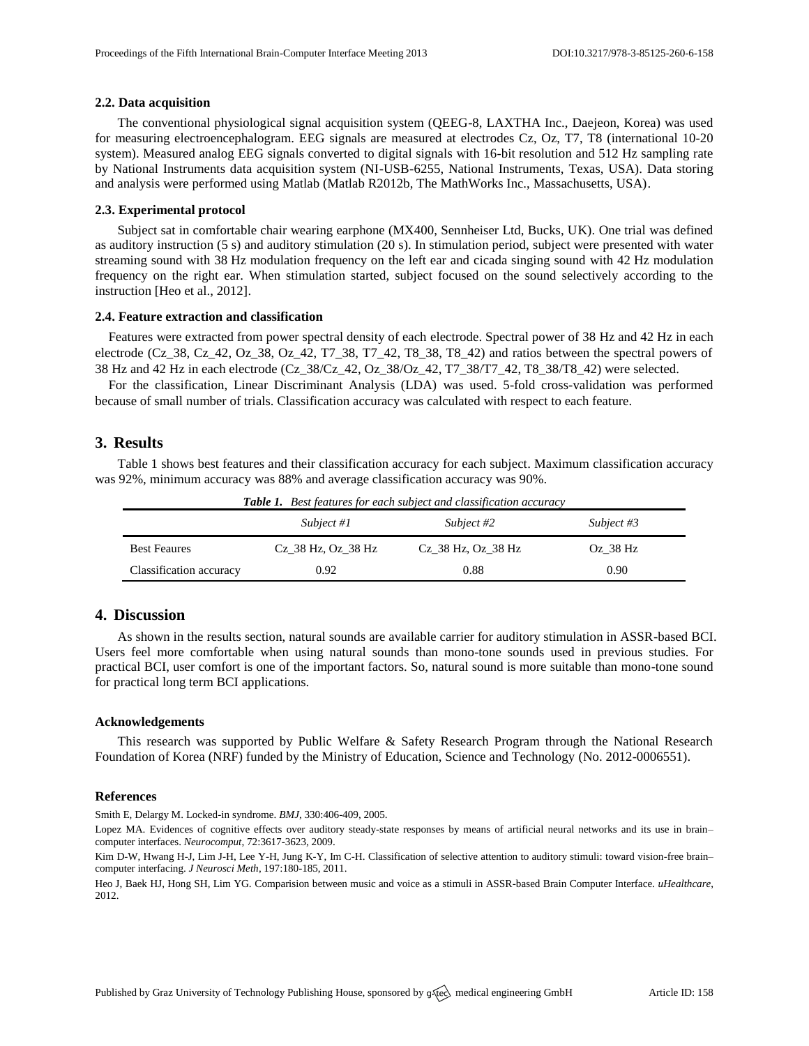### 2.2. Data acquisition

The conventional physiological signal acquisition system (QEEG-8, LAXTHA Inc., Daejeon, Korea) was used for measuring electroencephalogram. EEG signals are measured at electrodes Cz, Oz, T7, T8 (international 10-20 system). Measured analog EEG signals converted to digital signals with 16-bit resolution and 512 Hz sampling rate by National Instruments data acquisition system (NI-USB-6255, National Instruments, Texas, USA). Data storing and analysis were performed using Matlab (Matlab R2012b, The MathWorks Inc., Massachusetts, USA).

### 2.3. Experimental protocol

Subject sat in comfortable chair wearing earphone (MX400, Sennheiser Ltd, Bucks, UK). One trial was defined as auditory instruction (5 s) and auditory stimulation (20 s). In stimulation period, subject were presented with water streaming sound with 38 Hz modulation frequency on the left ear and cicada singing sound with 42 Hz modulation frequency on the right ear. When stimulation started, subject focused on the sound selectively according to the instruction [Heo et al., 2012].

### 2.4. Feature extraction and classification

Features were extracted from power spectral density of each electrode. Spectral power of 38 Hz and 42 Hz in each electrode (Cz_38, Cz_42, Oz_38, Oz_42, T7_38, T7_42, T8_38, T8_42) and ratios between the spectral powers of 38 Hz and 42 Hz in each electrode (Cz_38/Cz_42, Oz_38/Oz_42, T7_38/T7_42, T8_38/T8_42) were selected.

For the classification, Linear Discriminant Analysis (LDA) was used. 5-fold cross-validation was performed because of small number of trials. Classification accuracy was calculated with respect to each feature.

## 3. Results

Table 1 shows best features and their classification accuracy for each subject. Maximum classification accuracy was 92%, minimum accuracy was 88% and average classification accuracy was 90%.

***Table 1.*** *Best features for each subject and classification accuracy*

| | *Subject #1* | *Subject #2* | *Subject #3* |
| --- | --- | --- | --- |
| Best Feaures | Cz_38 Hz, Oz_38 Hz | Cz_38 Hz, Oz_38 Hz | Oz_38 Hz |
| Classification accuracy | 0.92 | 0.88 | 0.90 |

## 4. Discussion

As shown in the results section, natural sounds are available carrier for auditory stimulation in ASSR-based BCI. Users feel more comfortable when using natural sounds than mono-tone sounds used in previous studies. For practical BCI, user comfort is one of the important factors. So, natural sound is more suitable than mono-tone sound for practical long term BCI applications.

### Acknowledgements

This research was supported by Public Welfare & Safety Research Program through the National Research Foundation of Korea (NRF) funded by the Ministry of Education, Science and Technology (No. 2012-0006551).

### References

Smith E, Delargy M. Locked-in syndrome. *BMJ*, 330:406-409, 2005.

Lopez MA. Evidences of cognitive effects over auditory steady-state responses by means of artificial neural networks and its use in brain–computer interfaces. *Neurocomput*, 72:3617-3623, 2009.

Kim D-W, Hwang H-J, Lim J-H, Lee Y-H, Jung K-Y, Im C-H. Classification of selective attention to auditory stimuli: toward vision-free brain–computer interfacing. *J Neurosci Meth*, 197:180-185, 2011.

Heo J, Baek HJ, Hong SH, Lim YG. Comparision between music and voice as a stimuli in ASSR-based Brain Computer Interface. *uHealthcare*, 2012.